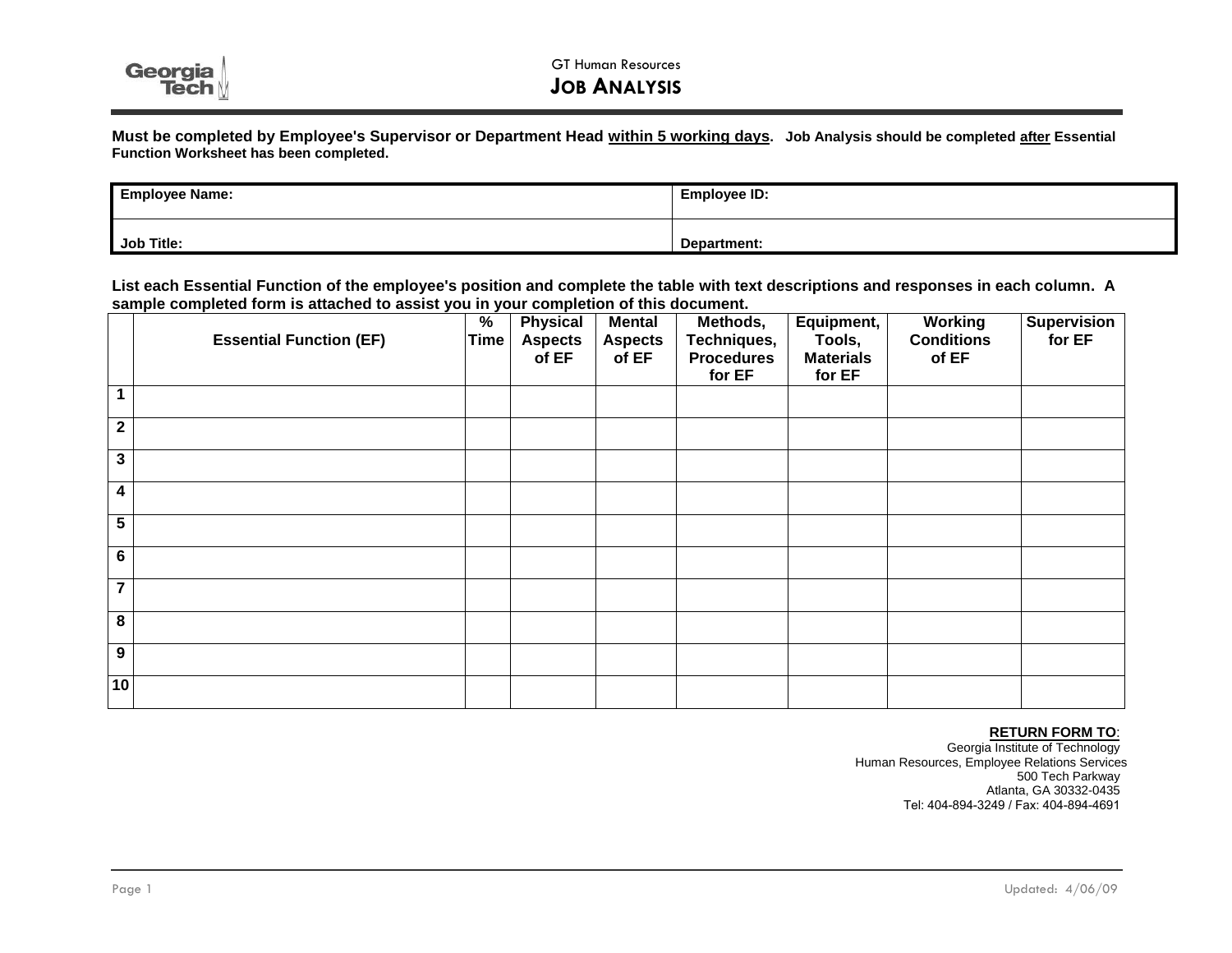GT Human Resources

# JOB ANALYSIS

**Must be completed by Employee's Supervisor or Department Head <u>within 5 working days</u>. Job Analysis should be completed <u>after</u> Essential Function Worksheet has been completed.**

| **Employee Name:** | **Employee ID:** |
|---|---|
| **Job Title:** | **Department:** |

**List each Essential Function of the employee's position and complete the table with text descriptions and responses in each column. A sample completed form is attached to assist you in your completion of this document.**

| | **Essential Function (EF)** | **% Time** | **Physical Aspects of EF** | **Mental Aspects of EF** | **Methods, Techniques, Procedures for EF** | **Equipment, Tools, Materials for EF** | **Working Conditions of EF** | **Supervision for EF** |
|---|---|---|---|---|---|---|---|---|
| **1** | | | | | | | | |
| **2** | | | | | | | | |
| **3** | | | | | | | | |
| **4** | | | | | | | | |
| **5** | | | | | | | | |
| **6** | | | | | | | | |
| **7** | | | | | | | | |
| **8** | | | | | | | | |
| **9** | | | | | | | | |
| **10** | | | | | | | | |

**<u>RETURN FORM TO</u>:**
Georgia Institute of Technology
Human Resources, Employee Relations Services
500 Tech Parkway
Atlanta, GA 30332-0435
Tel: 404-894-3249 / Fax: 404-894-4691

Updated: 4/06/09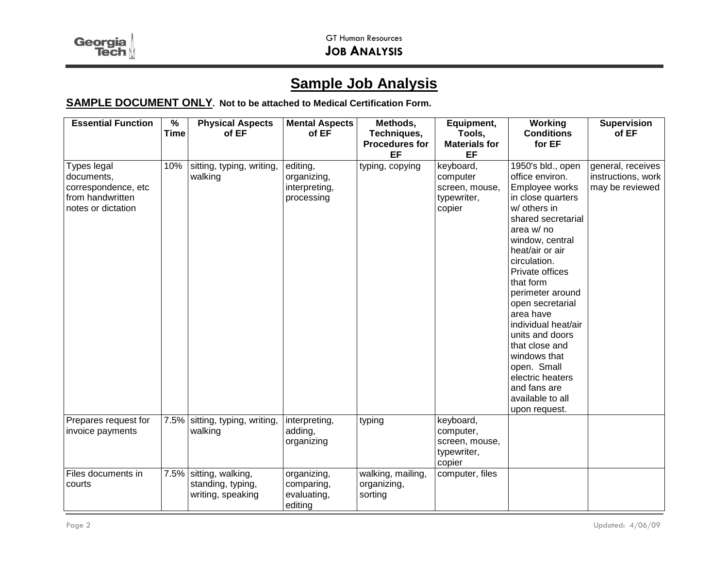# Sample Job Analysis

**SAMPLE DOCUMENT ONLY. Not to be attached to Medical Certification Form.**

| Essential Function | % Time | Physical Aspects of EF | Mental Aspects of EF | Methods, Techniques, Procedures for EF | Equipment, Tools, Materials for EF | Working Conditions for EF | Supervision of EF |
|---|---|---|---|---|---|---|---|
| Types legal documents, correspondence, etc from handwritten notes or dictation | 10% | sitting, typing, writing, walking | editing, organizing, interpreting, processing | typing, copying | keyboard, computer screen, mouse, typewriter, copier | 1950's bld., open office environ. Employee works in close quarters w/ others in shared secretarial area w/ no window, central heat/air or air circulation. Private offices that form perimeter around open secretarial area have individual heat/air units and doors that close and windows that open. Small electric heaters and fans are available to all upon request. | general, receives instructions, work may be reviewed |
| Prepares request for invoice payments | 7.5% | sitting, typing, writing, walking | interpreting, adding, organizing | typing | keyboard, computer, screen, mouse, typewriter, copier | | |
| Files documents in courts | 7.5% | sitting, walking, standing, typing, writing, speaking | organizing, comparing, evaluating, editing | walking, mailing, organizing, sorting | computer, files | | |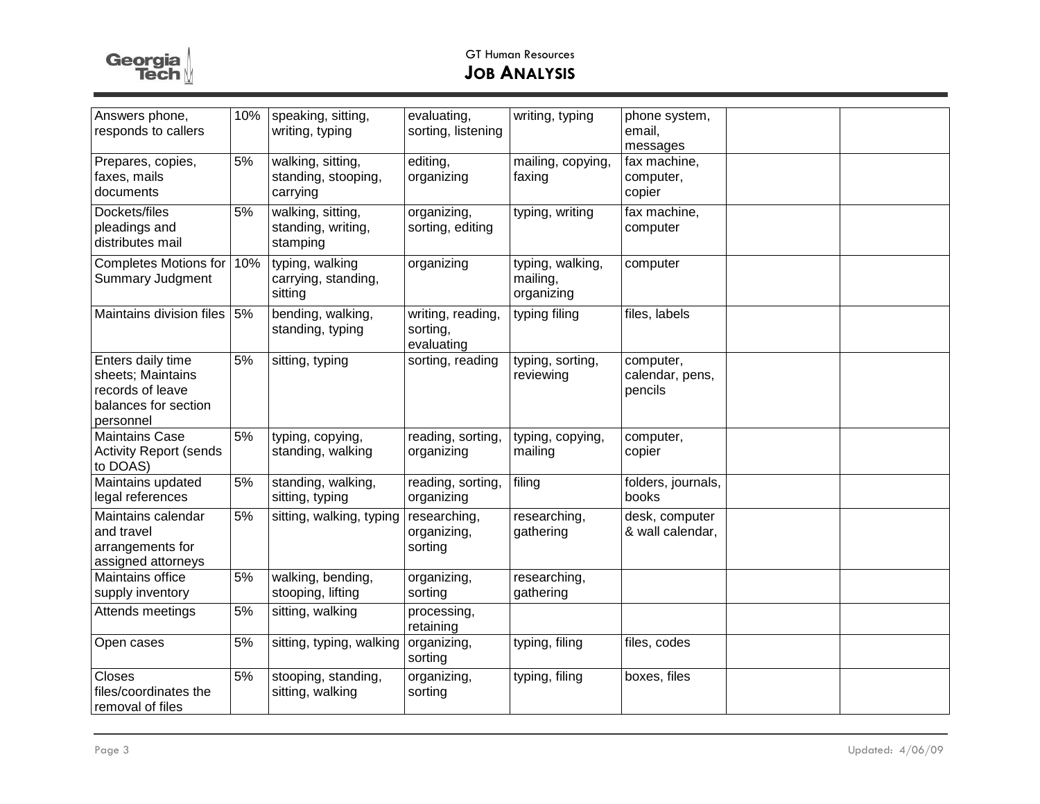| | | | | | | | |
|---|---|---|---|---|---|---|---|
| Answers phone, responds to callers | 10% | speaking, sitting, writing, typing | evaluating, sorting, listening | writing, typing | phone system, email, messages | | |
| Prepares, copies, faxes, mails documents | 5% | walking, sitting, standing, stooping, carrying | editing, organizing | mailing, copying, faxing | fax machine, computer, copier | | |
| Dockets/files pleadings and distributes mail | 5% | walking, sitting, standing, writing, stamping | organizing, sorting, editing | typing, writing | fax machine, computer | | |
| Completes Motions for Summary Judgment | 10% | typing, walking carrying, standing, sitting | organizing | typing, walking, mailing, organizing | computer | | |
| Maintains division files | 5% | bending, walking, standing, typing | writing, reading, sorting, evaluating | typing filing | files, labels | | |
| Enters daily time sheets; Maintains records of leave balances for section personnel | 5% | sitting, typing | sorting, reading | typing, sorting, reviewing | computer, calendar, pens, pencils | | |
| Maintains Case Activity Report (sends to DOAS) | 5% | typing, copying, standing, walking | reading, sorting, organizing | typing, copying, mailing | computer, copier | | |
| Maintains updated legal references | 5% | standing, walking, sitting, typing | reading, sorting, organizing | filing | folders, journals, books | | |
| Maintains calendar and travel arrangements for assigned attorneys | 5% | sitting, walking, typing | researching, organizing, sorting | researching, gathering | desk, computer & wall calendar, | | |
| Maintains office supply inventory | 5% | walking, bending, stooping, lifting | organizing, sorting | researching, gathering | | | |
| Attends meetings | 5% | sitting, walking | processing, retaining | | | | |
| Open cases | 5% | sitting, typing, walking | organizing, sorting | typing, filing | files, codes | | |
| Closes files/coordinates the removal of files | 5% | stooping, standing, sitting, walking | organizing, sorting | typing, filing | boxes, files | | |